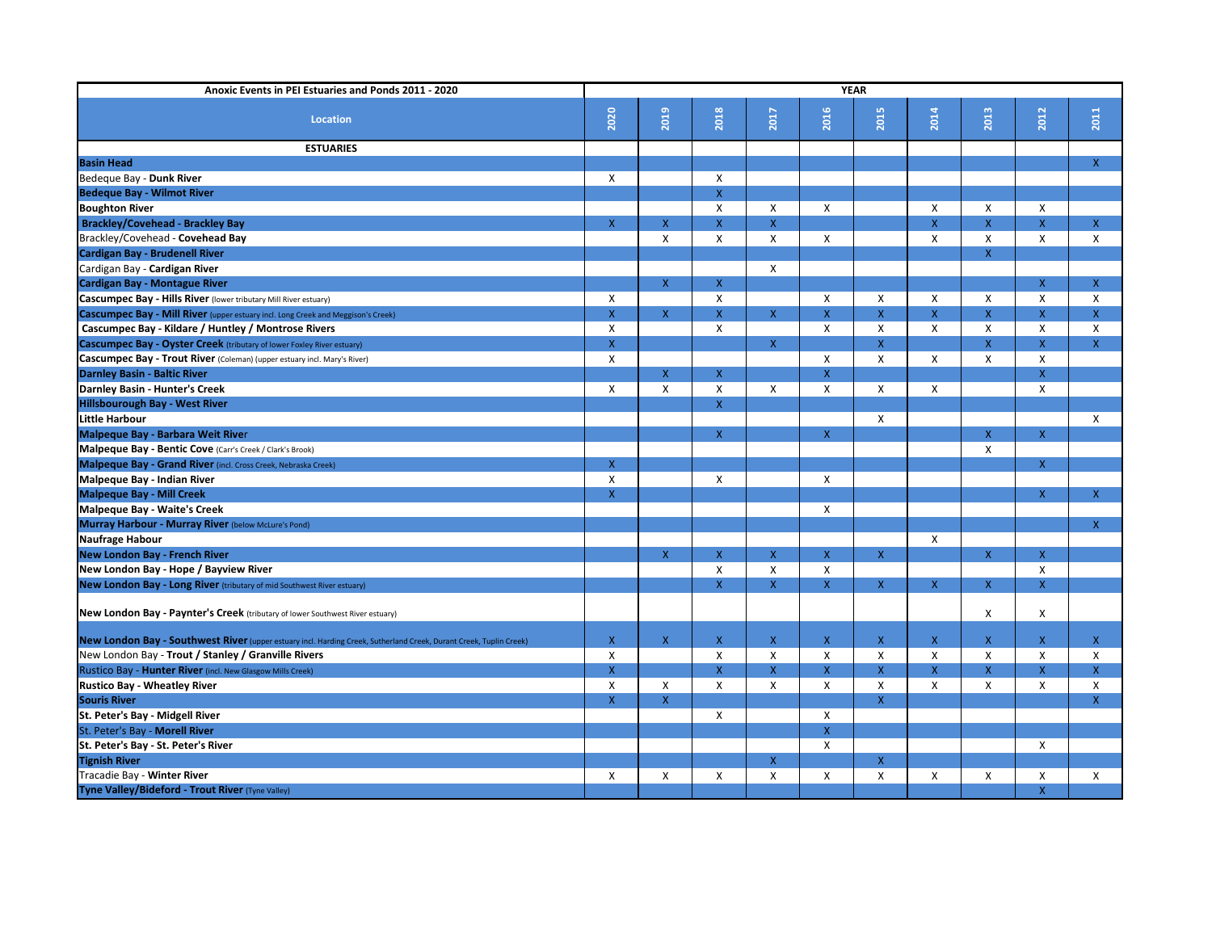| Anoxic Events in PEI Estuaries and Ponds 2011 - 2020 | YEAR | | | | | | | | | |
|---|---|---|---|---|---|---|---|---|---|---|
| **Location** | **2020** | **2019** | **2018** | **2017** | **2016** | **2015** | **2014** | **2013** | **2012** | **2011** |
| **ESTUARIES** | | | | | | | | | | |
| **Basin Head** | | | | | | | | | | X |
| Bedeque Bay - **Dunk River** | X | | X | | | | | | | |
| **Bedeque Bay - Wilmot River** | | | X | | | | | | | |
| **Boughton River** | | | X | X | X | | X | X | X | |
| **Brackley/Covehead - Brackley Bay** | X | X | X | X | | | X | X | X | X |
| Brackley/Covehead - **Covehead Bay** | | X | X | X | X | | X | X | X | X |
| **Cardigan Bay - Brudenell River** | | | | | | | | X | | |
| Cardigan Bay - **Cardigan River** | | | | X | | | | | | |
| **Cardigan Bay - Montague River** | | X | X | | | | | | X | X |
| **Cascumpec Bay - Hills River** (lower tributary Mill River estuary) | X | | X | | X | X | X | X | X | X |
| **Cascumpec Bay - Mill River** (upper estuary incl. Long Creek and Meggison's Creek) | X | X | X | X | X | X | X | X | X | X |
| **Cascumpec Bay - Kildare / Huntley / Montrose Rivers** | X | | X | | X | X | X | X | X | X |
| **Cascumpec Bay - Oyster Creek** (tributary of lower Foxley River estuary) | X | | | X | | X | | X | X | X |
| **Cascumpec Bay - Trout River** (Coleman) (upper estuary incl. Mary's River) | X | | | | X | X | X | X | X | |
| **Darnley Basin - Baltic River** | | X | X | | X | | | | X | |
| **Darnley Basin - Hunter's Creek** | X | X | X | X | X | X | X | | X | |
| **Hillsbourough Bay - West River** | | | X | | | | | | | |
| **Little Harbour** | | | | | | X | | | | X |
| **Malpeque Bay - Barbara Weit River** | | | X | | X | | | X | X | |
| **Malpeque Bay - Bentic Cove** (Carr's Creek / Clark's Brook) | | | | | | | | X | | |
| **Malpeque Bay - Grand River** (incl. Cross Creek, Nebraska Creek) | X | | | | | | | | X | |
| **Malpeque Bay - Indian River** | X | | X | | X | | | | | |
| **Malpeque Bay - Mill Creek** | X | | | | | | | | X | X |
| **Malpeque Bay - Waite's Creek** | | | | | X | | | | | |
| **Murray Harbour - Murray River** (below McLure's Pond) | | | | | | | | | | X |
| **Naufrage Habour** | | | | | | | X | | | |
| **New London Bay - French River** | | X | X | X | X | X | | X | X | |
| **New London Bay - Hope / Bayview River** | | | X | X | X | | | | X | |
| **New London Bay - Long River** (tributary of mid Southwest River estuary) | | | X | X | X | X | X | X | X | |
| **New London Bay - Paynter's Creek** (tributary of lower Southwest River estuary) | | | | | | | | X | X | |
| **New London Bay - Southwest River** (upper estuary incl. Harding Creek, Sutherland Creek, Durant Creek, Tuplin Creek) | X | X | X | X | X | X | X | X | X | X |
| New London Bay - **Trout / Stanley / Granville Rivers** | X | | X | X | X | X | X | X | X | X |
| Rustico Bay - **Hunter River** (incl. New Glasgow Mills Creek) | X | | X | X | X | X | X | X | X | X |
| **Rustico Bay - Wheatley River** | X | X | X | X | X | X | X | X | X | X |
| **Souris River** | X | X | | | | X | | | | X |
| **St. Peter's Bay - Midgell River** | | | X | | X | | | | | |
| St. Peter's Bay - **Morell River** | | | | | X | | | | | |
| **St. Peter's Bay - St. Peter's River** | | | | | X | | | | X | |
| **Tignish River** | | | | X | | X | | | | |
| Tracadie Bay - **Winter River** | X | X | X | X | X | X | X | X | X | X |
| **Tyne Valley/Bideford - Trout River** (Tyne Valley) | | | | | | | | | X | |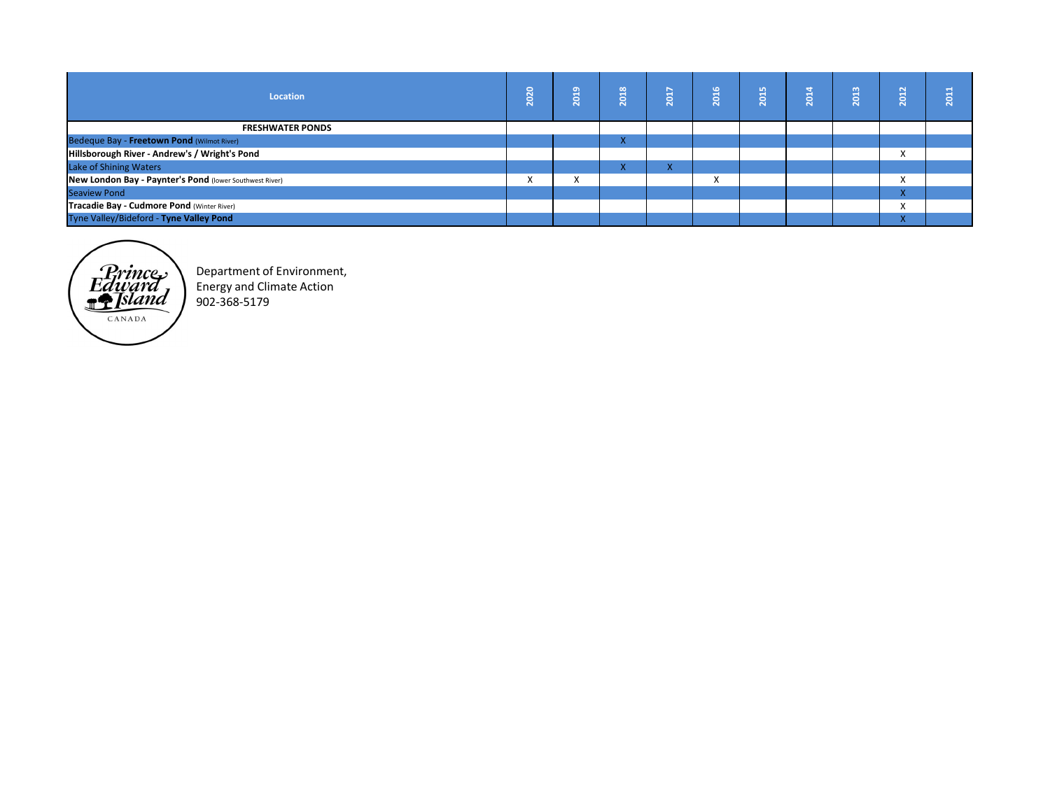| Location | 2020 | 2019 | 2018 | 2017 | 2016 | 2015 | 2014 | 2013 | 2012 | 2011 |
|---|---|---|---|---|---|---|---|---|---|---|
| **FRESHWATER PONDS** | | | | | | | | | | |
| Bedeque Bay - **Freetown Pond** (Wilmot River) | | | X | | | | | | | |
| **Hillsborough River - Andrew's / Wright's Pond** | | | | | | | | | X | |
| Lake of Shining Waters | | | X | X | | | | | | |
| **New London Bay - Paynter's Pond** (lower Southwest River) | X | X | | | X | | | | X | |
| Seaview Pond | | | | | | | | | X | |
| **Tracadie Bay - Cudmore Pond** (Winter River) | | | | | | | | | X | |
| Tyne Valley/Bideford - **Tyne Valley Pond** | | | | | | | | | X | |

Prince Edward Island CANADA

Department of Environment, Energy and Climate Action
902-368-5179